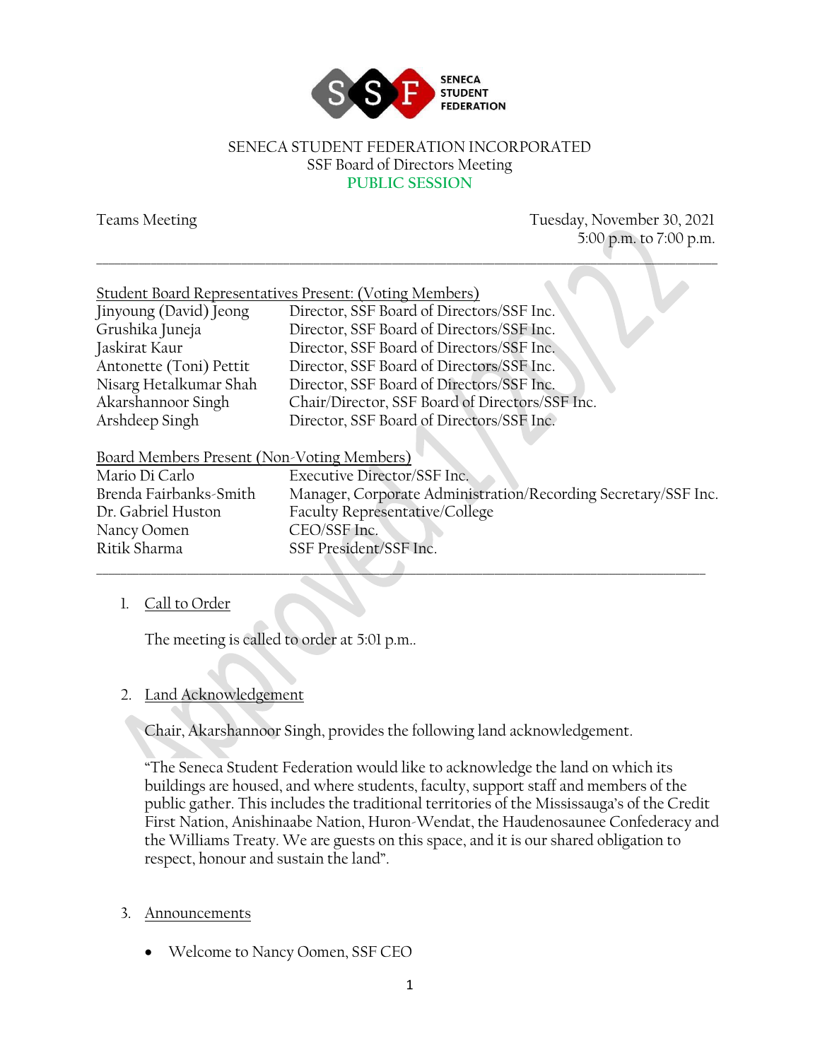SENECA STUDENT FEDERATION INCORPORATED
SSF Board of Directors Meeting
PUBLIC SESSION

Teams Meeting

Tuesday, November 30, 2021
5:00 p.m. to 7:00 p.m.

---

Student Board Representatives Present: (Voting Members)

| | |
|---|---|
| Jinyoung (David) Jeong | Director, SSF Board of Directors/SSF Inc. |
| Grushika Juneja | Director, SSF Board of Directors/SSF Inc. |
| Jaskirat Kaur | Director, SSF Board of Directors/SSF Inc. |
| Antonette (Toni) Pettit | Director, SSF Board of Directors/SSF Inc. |
| Nisarg Hetalkumar Shah | Director, SSF Board of Directors/SSF Inc. |
| Akarshannoor Singh | Chair/Director, SSF Board of Directors/SSF Inc. |
| Arshdeep Singh | Director, SSF Board of Directors/SSF Inc. |

Board Members Present (Non-Voting Members)

| | |
|---|---|
| Mario Di Carlo | Executive Director/SSF Inc. |
| Brenda Fairbanks-Smith | Manager, Corporate Administration/Recording Secretary/SSF Inc. |
| Dr. Gabriel Huston | Faculty Representative/College |
| Nancy Oomen | CEO/SSF Inc. |
| Ritik Sharma | SSF President/SSF Inc. |

---

1. Call to Order

   The meeting is called to order at 5:01 p.m..

2. Land Acknowledgement

   Chair, Akarshannoor Singh, provides the following land acknowledgement.

   "The Seneca Student Federation would like to acknowledge the land on which its buildings are housed, and where students, faculty, support staff and members of the public gather. This includes the traditional territories of the Mississauga's of the Credit First Nation, Anishinaabe Nation, Huron-Wendat, the Haudenosaunee Confederacy and the Williams Treaty. We are guests on this space, and it is our shared obligation to respect, honour and sustain the land".

3. Announcements

   - Welcome to Nancy Oomen, SSF CEO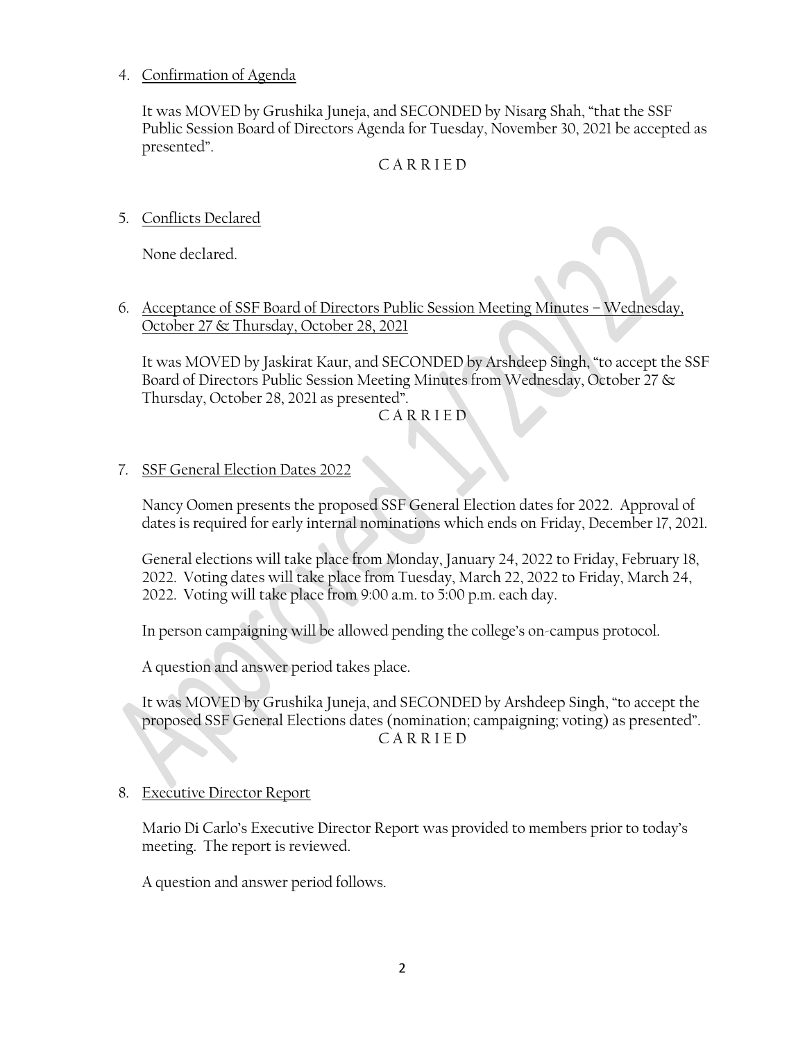4. Confirmation of Agenda

   It was MOVED by Grushika Juneja, and SECONDED by Nisarg Shah, "that the SSF Public Session Board of Directors Agenda for Tuesday, November 30, 2021 be accepted as presented".

   C A R R I E D

5. Conflicts Declared

   None declared.

6. Acceptance of SSF Board of Directors Public Session Meeting Minutes – Wednesday, October 27 & Thursday, October 28, 2021

   It was MOVED by Jaskirat Kaur, and SECONDED by Arshdeep Singh, "to accept the SSF Board of Directors Public Session Meeting Minutes from Wednesday, October 27 & Thursday, October 28, 2021 as presented".

   C A R R I E D

7. SSF General Election Dates 2022

   Nancy Oomen presents the proposed SSF General Election dates for 2022. Approval of dates is required for early internal nominations which ends on Friday, December 17, 2021.

   General elections will take place from Monday, January 24, 2022 to Friday, February 18, 2022. Voting dates will take place from Tuesday, March 22, 2022 to Friday, March 24, 2022. Voting will take place from 9:00 a.m. to 5:00 p.m. each day.

   In person campaigning will be allowed pending the college's on-campus protocol.

   A question and answer period takes place.

   It was MOVED by Grushika Juneja, and SECONDED by Arshdeep Singh, "to accept the proposed SSF General Elections dates (nomination; campaigning; voting) as presented".

   C A R R I E D

8. Executive Director Report

   Mario Di Carlo's Executive Director Report was provided to members prior to today's meeting. The report is reviewed.

   A question and answer period follows.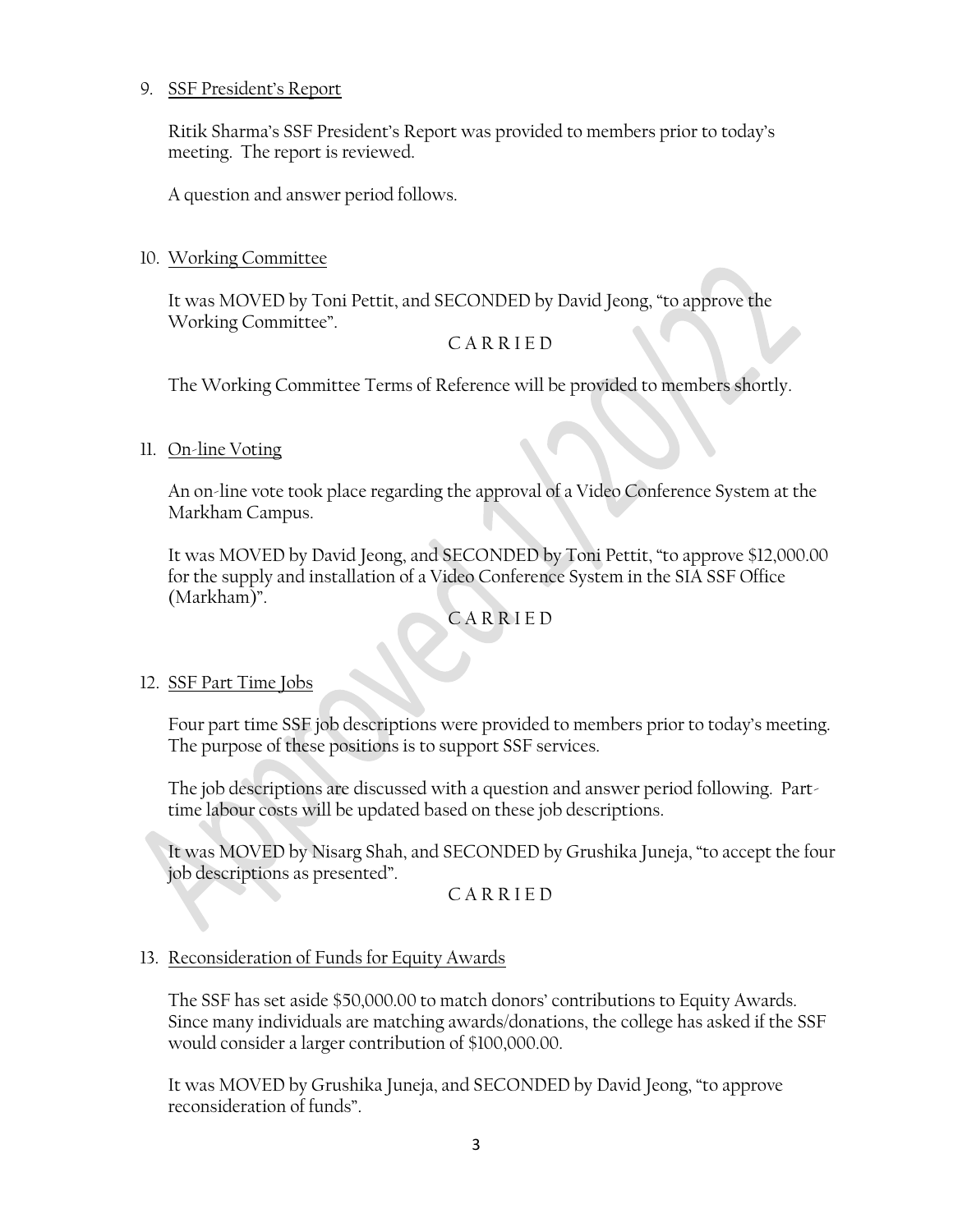9. SSF President's Report

   Ritik Sharma's SSF President's Report was provided to members prior to today's meeting. The report is reviewed.

   A question and answer period follows.

10. Working Committee

    It was MOVED by Toni Pettit, and SECONDED by David Jeong, "to approve the Working Committee".

    C A R R I E D

    The Working Committee Terms of Reference will be provided to members shortly.

11. On-line Voting

    An on-line vote took place regarding the approval of a Video Conference System at the Markham Campus.

    It was MOVED by David Jeong, and SECONDED by Toni Pettit, "to approve $12,000.00 for the supply and installation of a Video Conference System in the SIA SSF Office (Markham)".

    C A R R I E D

12. SSF Part Time Jobs

    Four part time SSF job descriptions were provided to members prior to today's meeting. The purpose of these positions is to support SSF services.

    The job descriptions are discussed with a question and answer period following. Part-time labour costs will be updated based on these job descriptions.

    It was MOVED by Nisarg Shah, and SECONDED by Grushika Juneja, "to accept the four job descriptions as presented".

    C A R R I E D

13. Reconsideration of Funds for Equity Awards

    The SSF has set aside $50,000.00 to match donors' contributions to Equity Awards. Since many individuals are matching awards/donations, the college has asked if the SSF would consider a larger contribution of $100,000.00.

    It was MOVED by Grushika Juneja, and SECONDED by David Jeong, "to approve reconsideration of funds".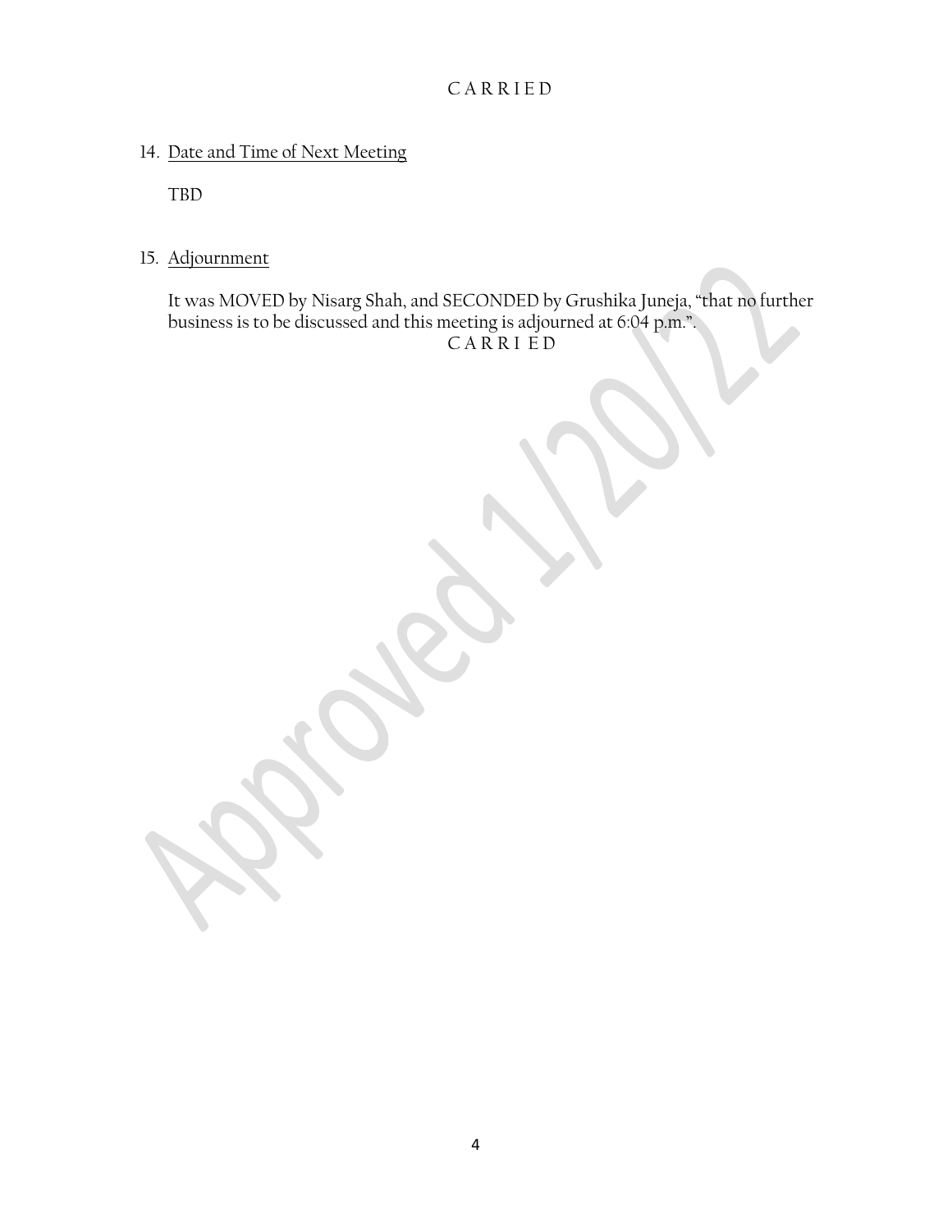C A R R I E D

14. Date and Time of Next Meeting

    TBD

15. Adjournment

    It was MOVED by Nisarg Shah, and SECONDED by Grushika Juneja, "that no further business is to be discussed and this meeting is adjourned at 6:04 p.m.".

C A R R I E D

Approved 1/20/22